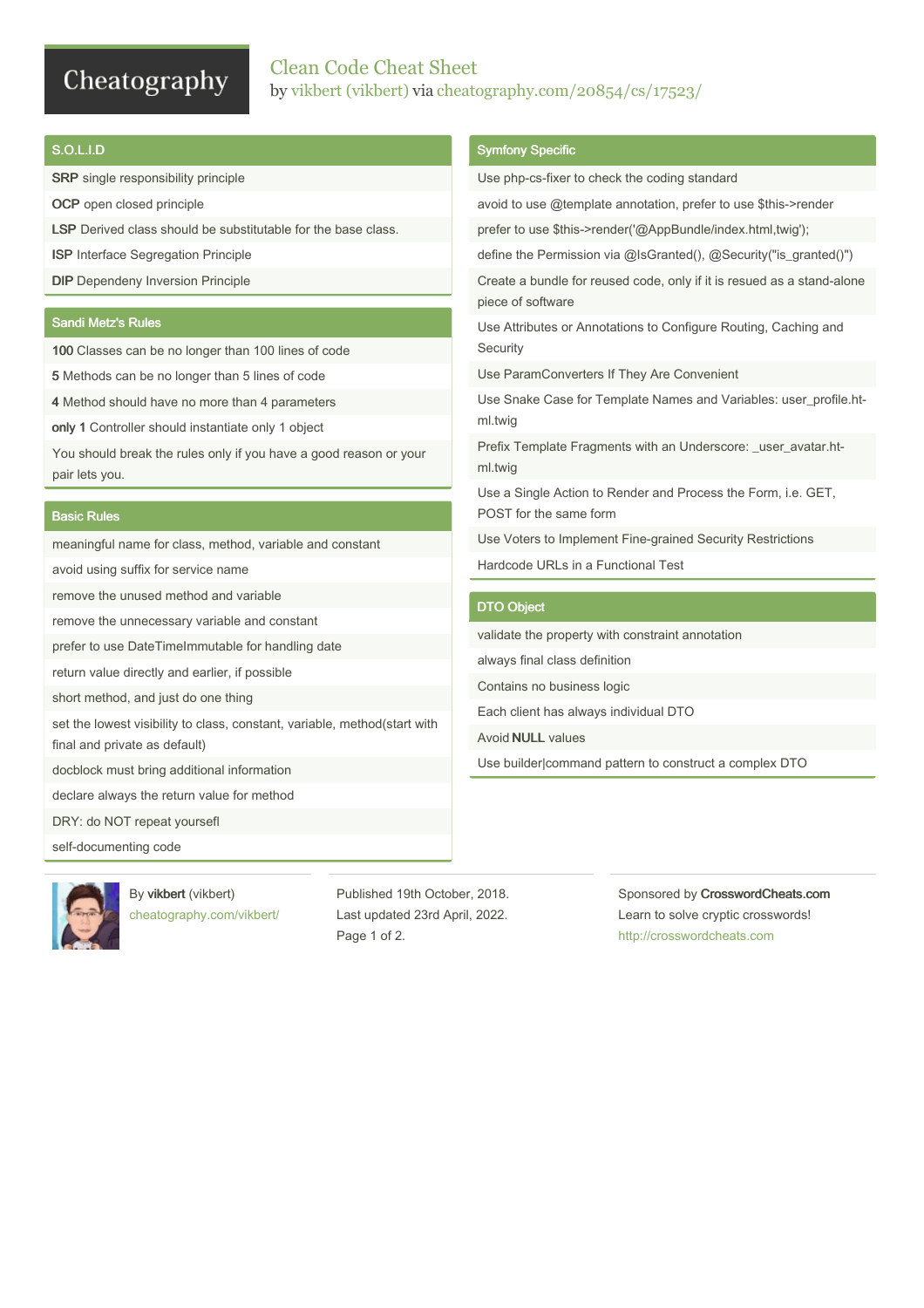# Clean Code Cheat Sheet

by vikbert (vikbert) via cheatography.com/20854/cs/17523/

## S.O.L.I.D

**SRP** single responsibility principle

**OCP** open closed principle

**LSP** Derived class should be substitutable for the base class.

**ISP** Interface Segregation Principle

**DIP** Dependeny Inversion Principle

## Sandi Metz's Rules

**100** Classes can be no longer than 100 lines of code

**5** Methods can be no longer than 5 lines of code

**4** Method should have no more than 4 parameters

**only 1** Controller should instantiate only 1 object

You should break the rules only if you have a good reason or your pair lets you.

## Basic Rules

meaningful name for class, method, variable and constant

avoid using suffix for service name

remove the unused method and variable

remove the unnecessary variable and constant

prefer to use DateTimeImmutable for handling date

return value directly and earlier, if possible

short method, and just do one thing

set the lowest visibility to class, constant, variable, method(start with final and private as default)

docblock must bring additional information

declare always the return value for method

DRY: do NOT repeat yourself

self-documenting code

## Symfony Specific

Use php-cs-fixer to check the coding standard

avoid to use @template annotation, prefer to use $this->render

prefer to use $this->render('@AppBundle/index.html,twig');

define the Permission via @IsGranted(), @Security("is_granted()")

Create a bundle for reused code, only if it is resued as a stand-alone piece of software

Use Attributes or Annotations to Configure Routing, Caching and Security

Use ParamConverters If They Are Convenient

Use Snake Case for Template Names and Variables: user_profile.html.twig

Prefix Template Fragments with an Underscore: _user_avatar.html.twig

Use a Single Action to Render and Process the Form, i.e. GET, POST for the same form

Use Voters to Implement Fine-grained Security Restrictions

Hardcode URLs in a Functional Test

## DTO Object

validate the property with constraint annotation

always final class definition

Contains no business logic

Each client has always individual DTO

Avoid **NULL** values

Use builder|command pattern to construct a complex DTO

By **vikbert** (vikbert)
cheatography.com/vikbert/

Published 19th October, 2018.
Last updated 23rd April, 2022.

Sponsored by **CrosswordCheats.com**
Learn to solve cryptic crosswords!
http://crosswordcheats.com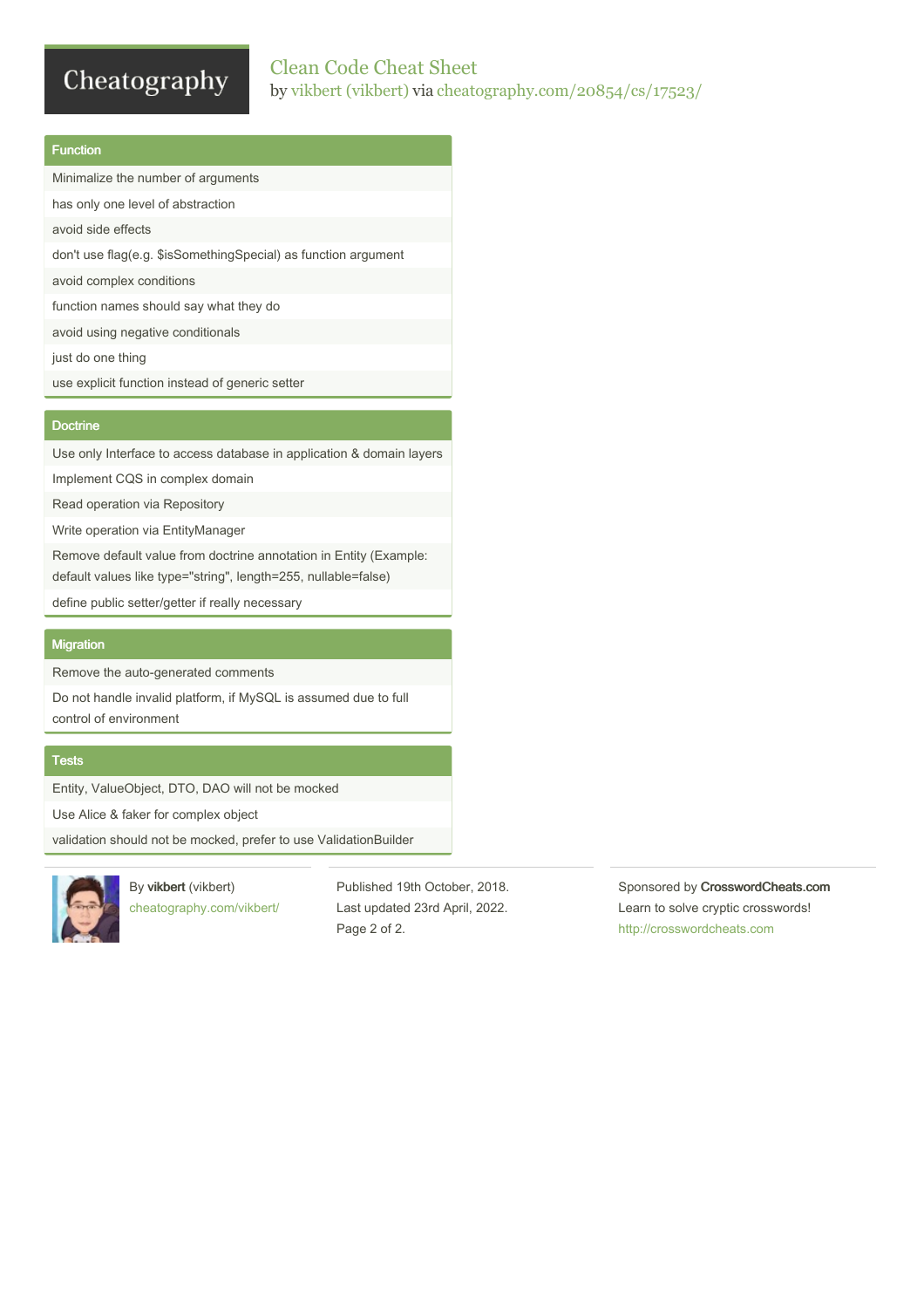## Function

| |
|---|
| Minimalize the number of arguments |
| has only one level of abstraction |
| avoid side effects |
| don't use flag(e.g. $isSomethingSpecial) as function argument |
| avoid complex conditions |
| function names should say what they do |
| avoid using negative conditionals |
| just do one thing |
| use explicit function instead of generic setter |

## Doctrine

| |
|---|
| Use only Interface to access database in application & domain layers |
| Implement CQS in complex domain |
| Read operation via Repository |
| Write operation via EntityManager |
| Remove default value from doctrine annotation in Entity (Example: default values like type="string", length=255, nullable=false) |
| define public setter/getter if really necessary |

## Migration

| |
|---|
| Remove the auto-generated comments |
| Do not handle invalid platform, if MySQL is assumed due to full control of environment |

## Tests

| |
|---|
| Entity, ValueObject, DTO, DAO will not be mocked |
| Use Alice & faker for complex object |
| validation should not be mocked, prefer to use ValidationBuilder |